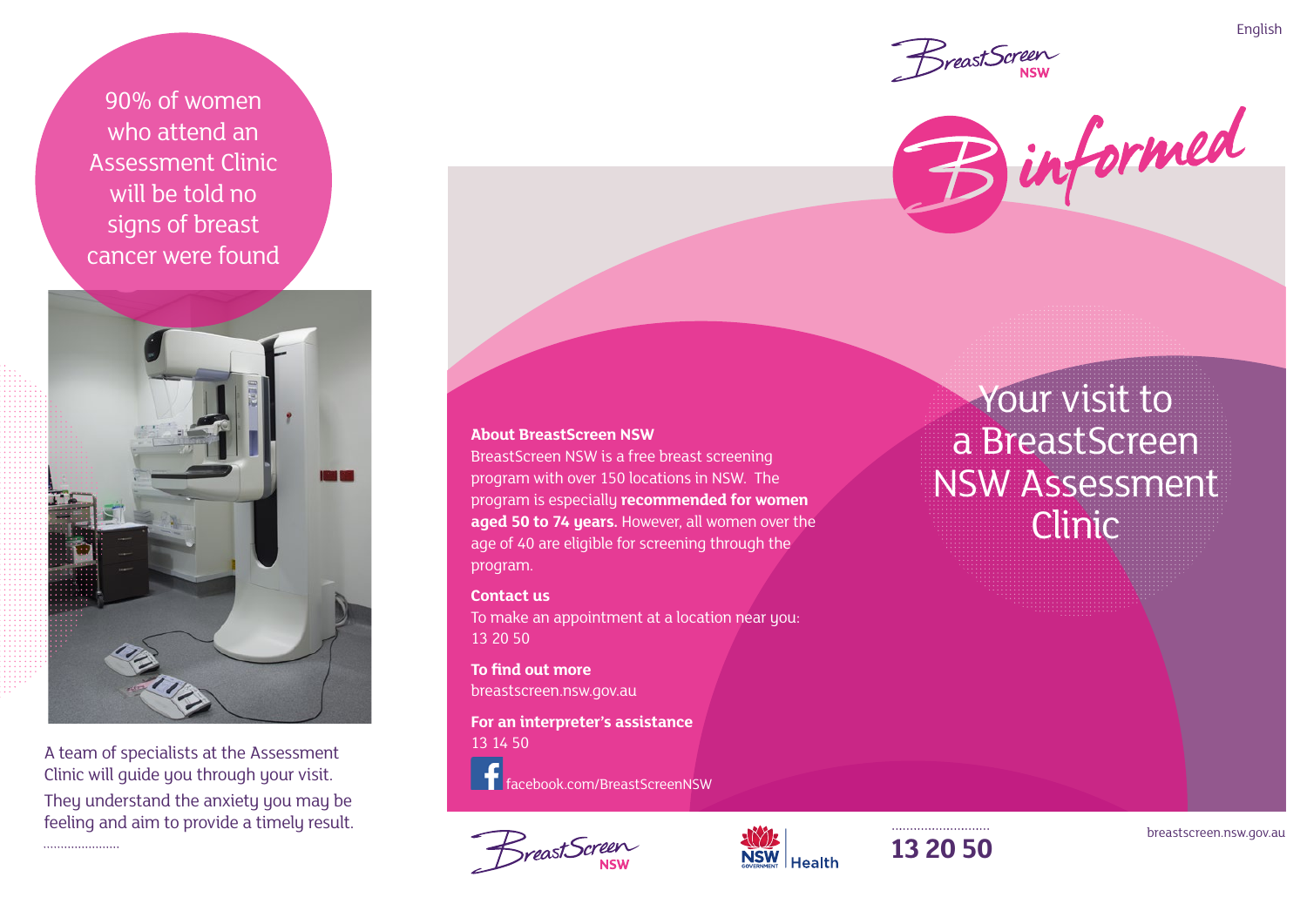English

BreastScreen NSW

# B informed

# Your visit to a BreastScreen NSW Assessment Clinic

90% of women who attend an Assessment Clinic will be told no signs of breast cancer were found

A team of specialists at the Assessment Clinic will guide you through your visit. They understand the anxiety you may be feeling and aim to provide a timely result.

**About BreastScreen NSW**

BreastScreen NSW is a free breast screening program with over 150 locations in NSW. The program is especially **recommended for women aged 50 to 74 years.** However, all women over the age of 40 are eligible for screening through the program.

**Contact us**

To make an appointment at a location near you: 13 20 50

**To find out more**

breastscreen.nsw.gov.au

**For an interpreter's assistance**

13 14 50

facebook.com/BreastScreenNSW

BreastScreen NSW | NSW Government Health | 13 20 50

breastscreen.nsw.gov.au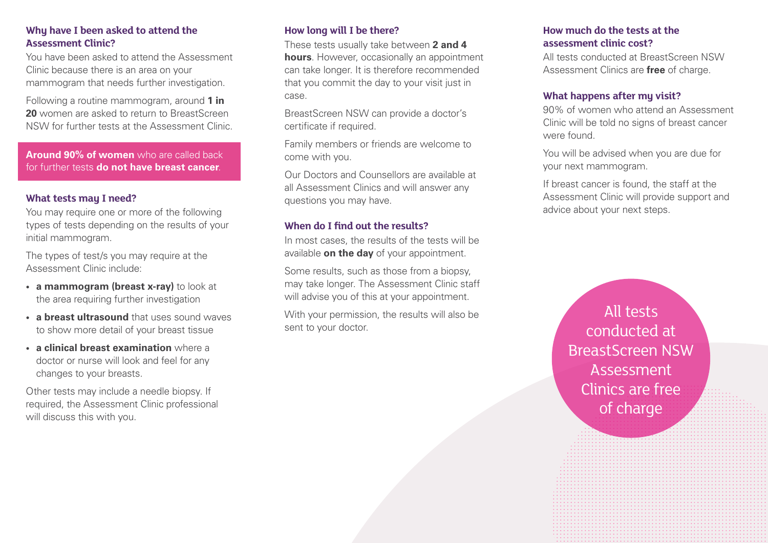## Why have I been asked to attend the Assessment Clinic?

You have been asked to attend the Assessment Clinic because there is an area on your mammogram that needs further investigation.

Following a routine mammogram, around **1 in 20** women are asked to return to BreastScreen NSW for further tests at the Assessment Clinic.

**Around 90% of women** who are called back for further tests **do not have breast cancer**.

## What tests may I need?

You may require one or more of the following types of tests depending on the results of your initial mammogram.

The types of test/s you may require at the Assessment Clinic include:

- **a mammogram (breast x-ray)** to look at the area requiring further investigation
- **a breast ultrasound** that uses sound waves to show more detail of your breast tissue
- **a clinical breast examination** where a doctor or nurse will look and feel for any changes to your breasts.

Other tests may include a needle biopsy. If required, the Assessment Clinic professional will discuss this with you.

## How long will I be there?

These tests usually take between **2 and 4 hours**. However, occasionally an appointment can take longer. It is therefore recommended that you commit the day to your visit just in case.

BreastScreen NSW can provide a doctor's certificate if required.

Family members or friends are welcome to come with you.

Our Doctors and Counsellors are available at all Assessment Clinics and will answer any questions you may have.

## When do I find out the results?

In most cases, the results of the tests will be available **on the day** of your appointment.

Some results, such as those from a biopsy, may take longer. The Assessment Clinic staff will advise you of this at your appointment.

With your permission, the results will also be sent to your doctor.

## How much do the tests at the assessment clinic cost?

All tests conducted at BreastScreen NSW Assessment Clinics are **free** of charge.

## What happens after my visit?

90% of women who attend an Assessment Clinic will be told no signs of breast cancer were found.

You will be advised when you are due for your next mammogram.

If breast cancer is found, the staff at the Assessment Clinic will provide support and advice about your next steps.

All tests conducted at BreastScreen NSW Assessment Clinics are free of charge